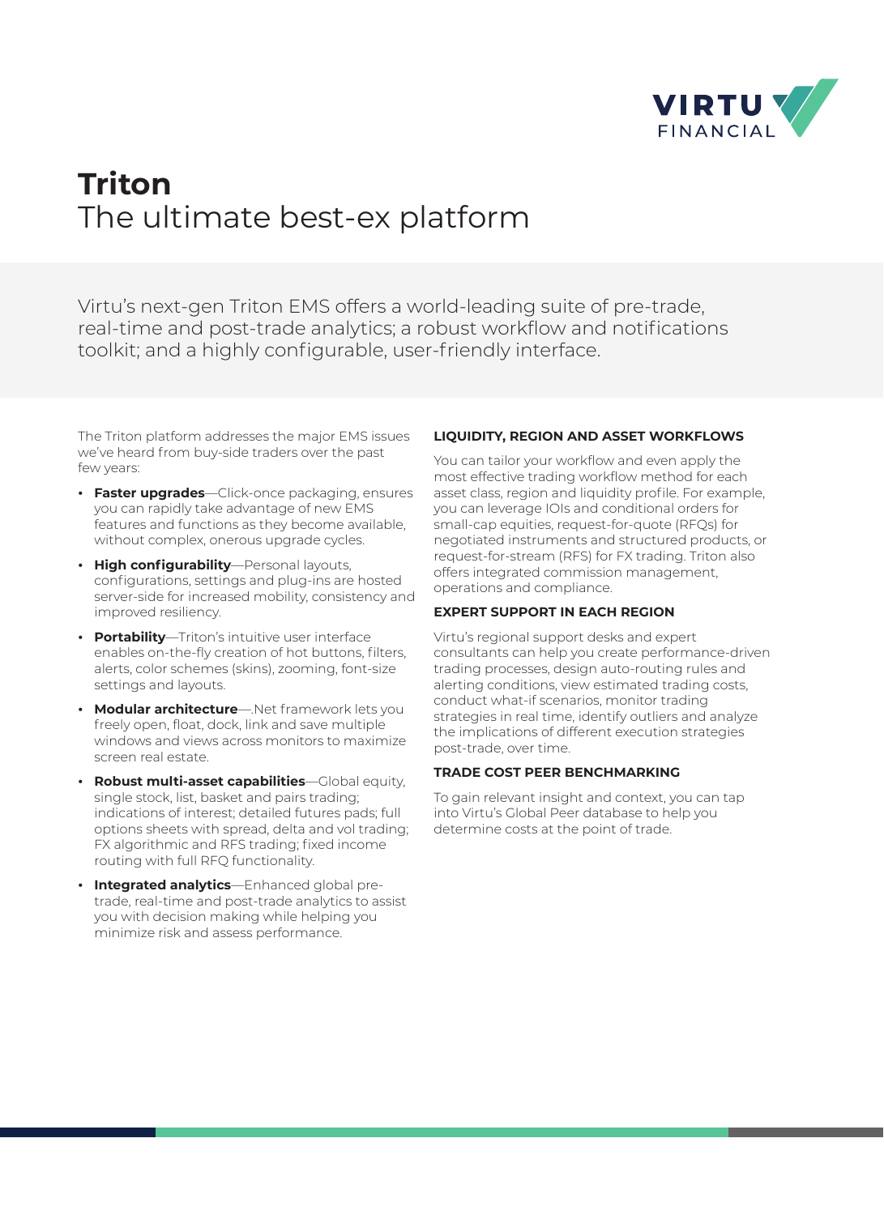# Triton

## The ultimate best-ex platform

Virtu's next-gen Triton EMS offers a world-leading suite of pre-trade, real-time and post-trade analytics; a robust workflow and notifications toolkit; and a highly configurable, user-friendly interface.

The Triton platform addresses the major EMS issues we've heard from buy-side traders over the past few years:

- **Faster upgrades**—Click-once packaging, ensures you can rapidly take advantage of new EMS features and functions as they become available, without complex, onerous upgrade cycles.
- **High configurability**—Personal layouts, configurations, settings and plug-ins are hosted server-side for increased mobility, consistency and improved resiliency.
- **Portability**—Triton's intuitive user interface enables on-the-fly creation of hot buttons, filters, alerts, color schemes (skins), zooming, font-size settings and layouts.
- **Modular architecture**—.Net framework lets you freely open, float, dock, link and save multiple windows and views across monitors to maximize screen real estate.
- **Robust multi-asset capabilities**—Global equity, single stock, list, basket and pairs trading; indications of interest; detailed futures pads; full options sheets with spread, delta and vol trading; FX algorithmic and RFS trading; fixed income routing with full RFQ functionality.
- **Integrated analytics**—Enhanced global pre-trade, real-time and post-trade analytics to assist you with decision making while helping you minimize risk and assess performance.

### LIQUIDITY, REGION AND ASSET WORKFLOWS

You can tailor your workflow and even apply the most effective trading workflow method for each asset class, region and liquidity profile. For example, you can leverage IOIs and conditional orders for small-cap equities, request-for-quote (RFQs) for negotiated instruments and structured products, or request-for-stream (RFS) for FX trading. Triton also offers integrated commission management, operations and compliance.

### EXPERT SUPPORT IN EACH REGION

Virtu's regional support desks and expert consultants can help you create performance-driven trading processes, design auto-routing rules and alerting conditions, view estimated trading costs, conduct what-if scenarios, monitor trading strategies in real time, identify outliers and analyze the implications of different execution strategies post-trade, over time.

### TRADE COST PEER BENCHMARKING

To gain relevant insight and context, you can tap into Virtu's Global Peer database to help you determine costs at the point of trade.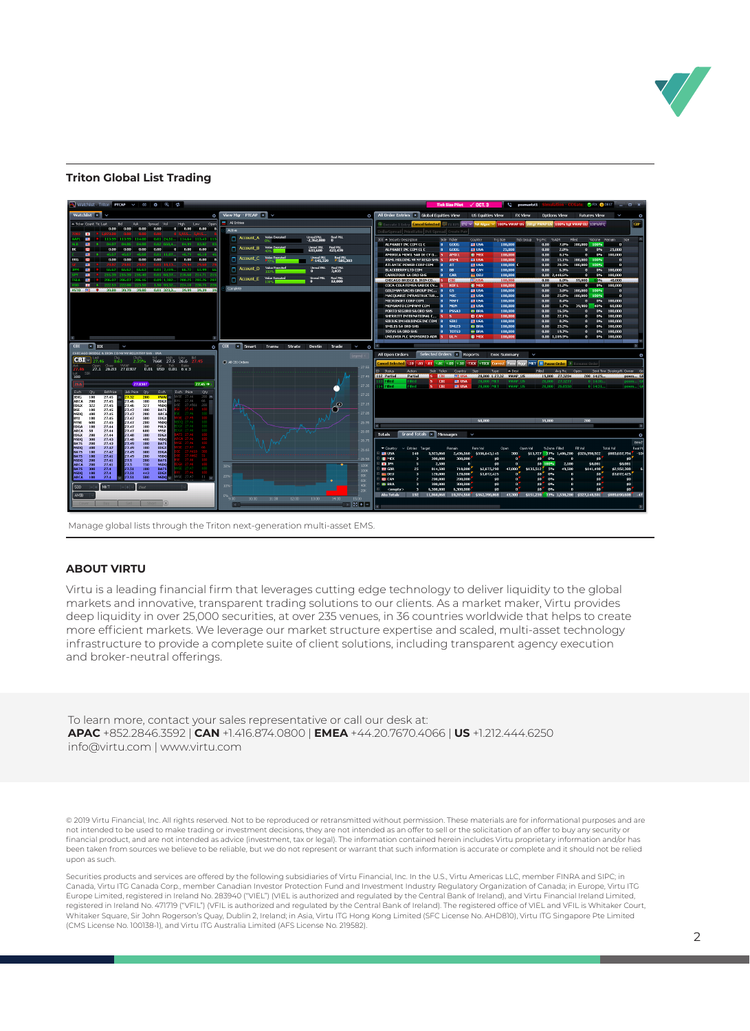## Triton Global List Trading

Manage global lists through the Triton next-generation multi-asset EMS.

## ABOUT VIRTU

Virtu is a leading financial firm that leverages cutting edge technology to deliver liquidity to the global markets and innovative, transparent trading solutions to our clients. As a market maker, Virtu provides deep liquidity in over 25,000 securities, at over 235 venues, in 36 countries worldwide that helps to create more efficient markets. We leverage our market structure expertise and scaled, multi-asset technology infrastructure to provide a complete suite of client solutions, including transparent agency execution and broker-neutral offerings.

To learn more, contact your sales representative or call our desk at:
**APAC** +852.2846.3592 | **CAN** +1.416.874.0800 | **EMEA** +44.20.7670.4066 | **US** +1.212.444.6250
info@virtu.com | www.virtu.com

© 2019 Virtu Financial, Inc. All rights reserved. Not to be reproduced or retransmitted without permission. These materials are for informational purposes and are not intended to be used to make trading or investment decisions, they are not intended as an offer to sell or the solicitation of an offer to buy any security or financial product, and are not intended as advice (investment, tax or legal). The information contained herein includes Virtu proprietary information and/or has been taken from sources we believe to be reliable, but we do not represent or warrant that such information is accurate or complete and it should not be relied upon as such.

Securities products and services are offered by the following subsidiaries of Virtu Financial, Inc. In the U.S., Virtu Americas LLC, member FINRA and SIPC; in Canada, Virtu ITG Canada Corp., member Canadian Investor Protection Fund and Investment Industry Regulatory Organization of Canada; in Europe, Virtu ITG Europe Limited, registered in Ireland No. 283940 ("VIEL") (VIEL is authorized and regulated by the Central Bank of Ireland), and Virtu Financial Ireland Limited, registered in Ireland No. 471719 ("VFIL") (VFIL is authorized and regulated by the Central Bank of Ireland). The registered office of VIEL and VFIL is Whitaker Court, Whitaker Square, Sir John Rogerson's Quay, Dublin 2, Ireland; in Asia, Virtu ITG Hong Kong Limited (SFC License No. AHD810), Virtu ITG Singapore Pte Limited (CMS License No. 100138-1), and Virtu ITG Australia Limited (AFS License No. 219582).